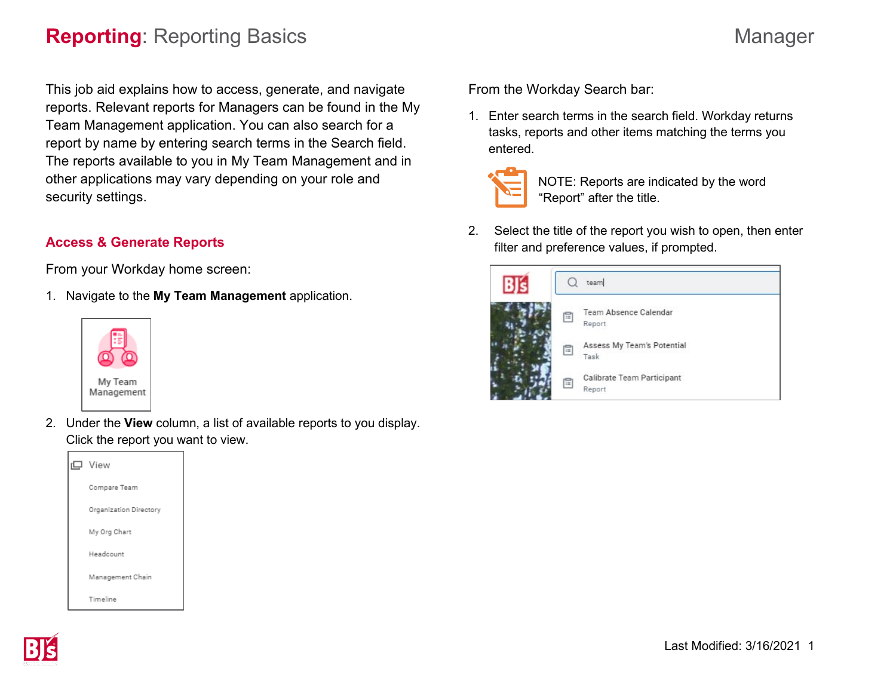# **Reporting**: Reporting Basics

Manager

This job aid explains how to access, generate, and navigate reports. Relevant reports for Managers can be found in the My Team Management application. You can also search for a report by name by entering search terms in the Search field. The reports available to you in My Team Management and in other applications may vary depending on your role and security settings.

## Access & Generate Reports

From your Workday home screen:

1. Navigate to the **My Team Management** application.

   My Team Management

2. Under the **View** column, a list of available reports to you display. Click the report you want to view.

   View
   - Compare Team
   - Organization Directory
   - My Org Chart
   - Headcount
   - Management Chain
   - Timeline

From the Workday Search bar:

1. Enter search terms in the search field. Workday returns tasks, reports and other items matching the terms you entered.

   NOTE: Reports are indicated by the word "Report" after the title.

2. Select the title of the report you wish to open, then enter filter and preference values, if prompted.

   team
   - Team Absence Calendar — Report
   - Assess My Team's Potential — Task
   - Calibrate Team Participant — Report

Last Modified: 3/16/2021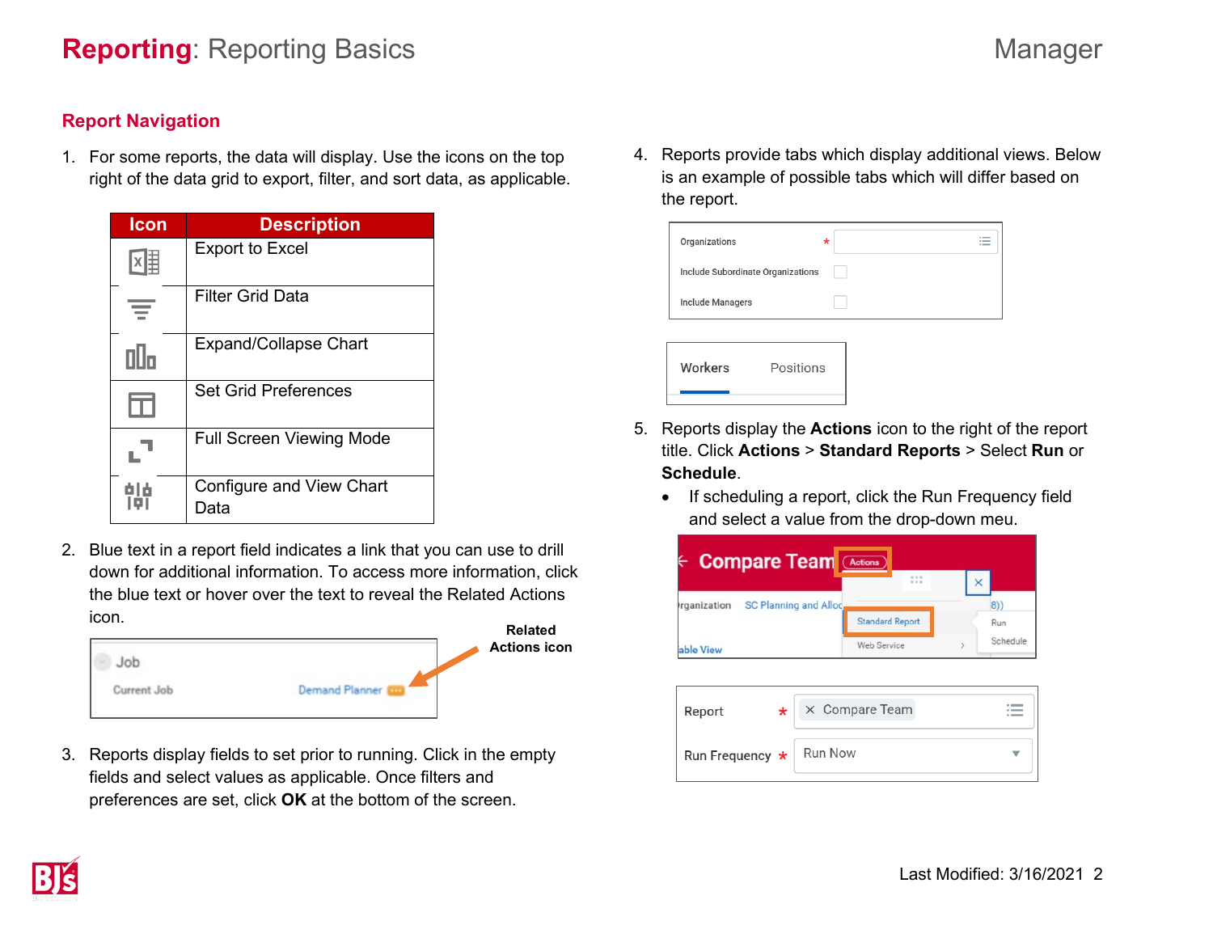# **Reporting**: Reporting Basics

Manager

## Report Navigation

1. For some reports, the data will display. Use the icons on the top right of the data grid to export, filter, and sort data, as applicable.

| Icon | Description |
|---|---|
| | Export to Excel |
| | Filter Grid Data |
| | Expand/Collapse Chart |
| | Set Grid Preferences |
| | Full Screen Viewing Mode |
| | Configure and View Chart Data |

2. Blue text in a report field indicates a link that you can use to drill down for additional information. To access more information, click the blue text or hover over the text to reveal the Related Actions icon.

Job
Current Job — Demand Planner

**Related Actions icon**

3. Reports display fields to set prior to running. Click in the empty fields and select values as applicable. Once filters and preferences are set, click **OK** at the bottom of the screen.

4. Reports provide tabs which display additional views. Below is an example of possible tabs which will differ based on the report.

Organizations *
Include Subordinate Organizations
Include Managers

Workers | Positions

5. Reports display the **Actions** icon to the right of the report title. Click **Actions** > **Standard Reports** > Select **Run** or **Schedule**.
   - If scheduling a report, click the Run Frequency field and select a value from the drop-down meu.

Compare Team — Actions
Standard Report — Run / Schedule
Web Service

Report * — Compare Team
Run Frequency * — Run Now

Last Modified: 3/16/2021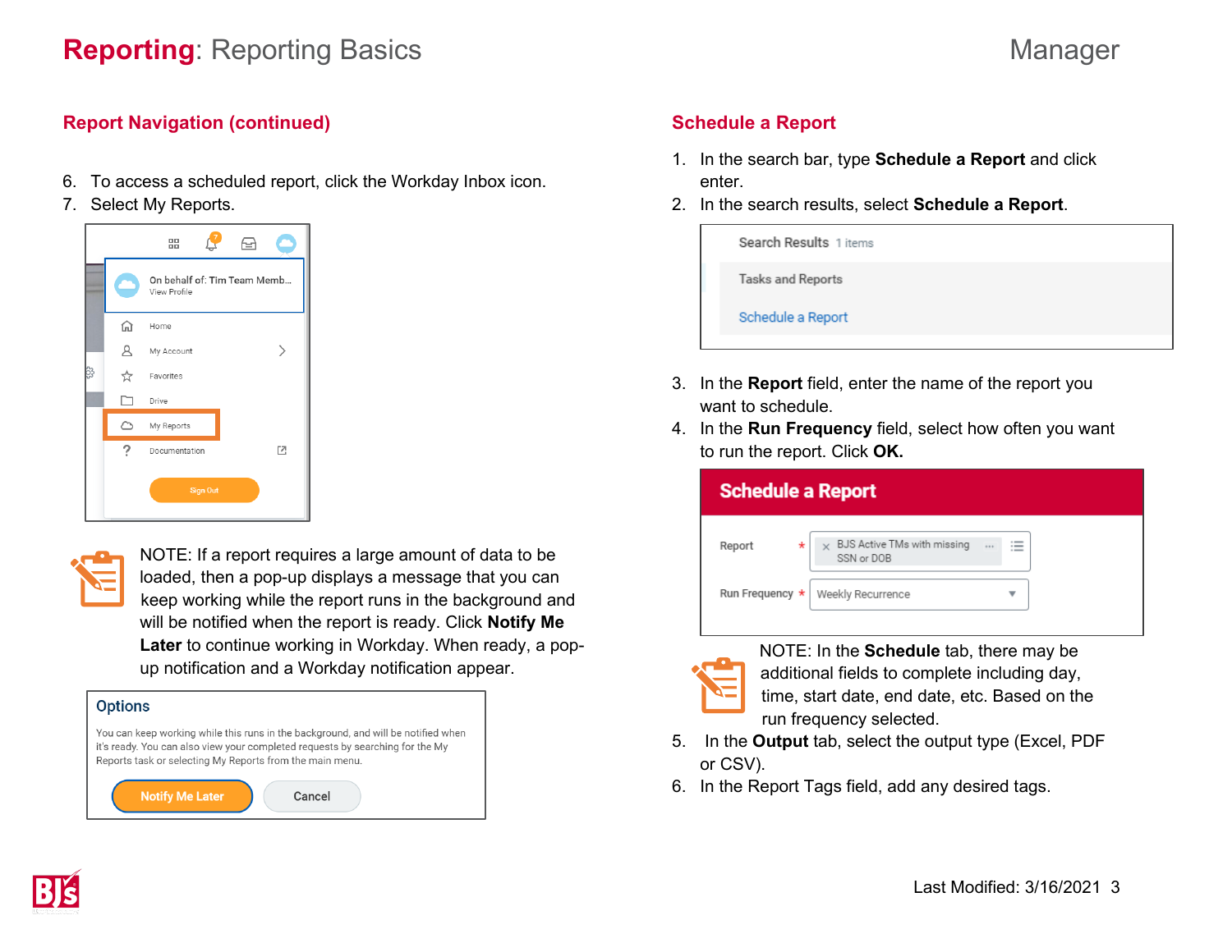# **Reporting**: Reporting Basics

## Report Navigation (continued)

6. To access a scheduled report, click the Workday Inbox icon.
7. Select My Reports.

NOTE: If a report requires a large amount of data to be loaded, then a pop-up displays a message that you can keep working while the report runs in the background and will be notified when the report is ready. Click **Notify Me Later** to continue working in Workday. When ready, a pop-up notification and a Workday notification appear.

## Schedule a Report

1. In the search bar, type **Schedule a Report** and click enter.
2. In the search results, select **Schedule a Report**.
3. In the **Report** field, enter the name of the report you want to schedule.
4. In the **Run Frequency** field, select how often you want to run the report. Click **OK.**

NOTE: In the **Schedule** tab, there may be additional fields to complete including day, time, start date, end date, etc. Based on the run frequency selected.

5. In the **Output** tab, select the output type (Excel, PDF or CSV).
6. In the Report Tags field, add any desired tags.

Last Modified: 3/16/2021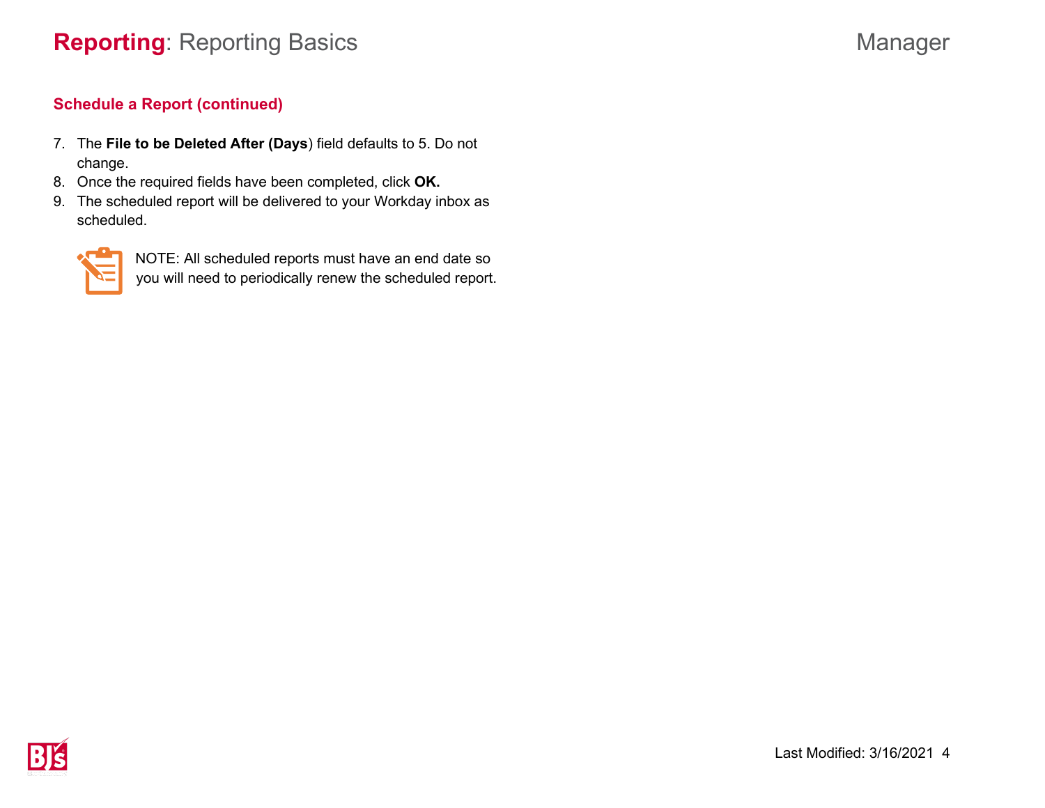## Schedule a Report (continued)

7. The **File to be Deleted After (Days**) field defaults to 5. Do not change.
8. Once the required fields have been completed, click **OK.**
9. The scheduled report will be delivered to your Workday inbox as scheduled.

NOTE: All scheduled reports must have an end date so you will need to periodically renew the scheduled report.